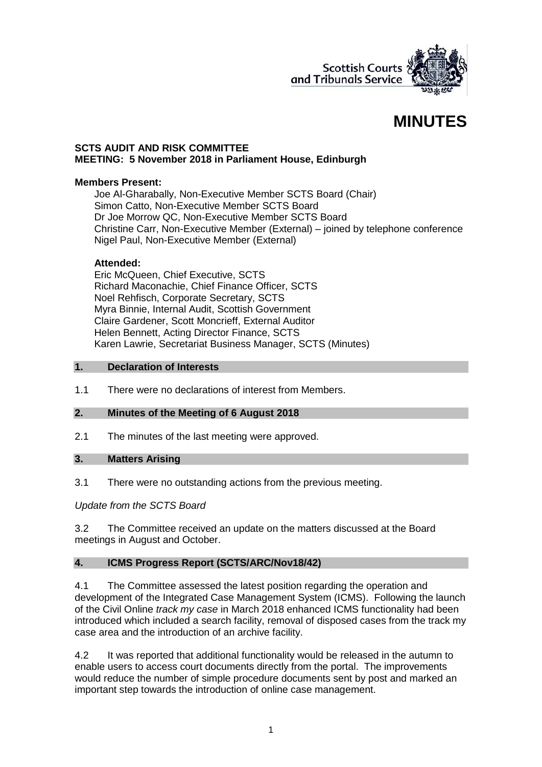# MINUTES

**SCTS AUDIT AND RISK COMMITTEE**
**MEETING: 5 November 2018 in Parliament House, Edinburgh**

**Members Present:**

Joe Al-Gharabally, Non-Executive Member SCTS Board (Chair)
Simon Catto, Non-Executive Member SCTS Board
Dr Joe Morrow QC, Non-Executive Member SCTS Board
Christine Carr, Non-Executive Member (External) – joined by telephone conference
Nigel Paul, Non-Executive Member (External)

**Attended:**

Eric McQueen, Chief Executive, SCTS
Richard Maconachie, Chief Finance Officer, SCTS
Noel Rehfisch, Corporate Secretary, SCTS
Myra Binnie, Internal Audit, Scottish Government
Claire Gardener, Scott Moncrieff, External Auditor
Helen Bennett, Acting Director Finance, SCTS
Karen Lawrie, Secretariat Business Manager, SCTS (Minutes)

## 1. Declaration of Interests

1.1 There were no declarations of interest from Members.

## 2. Minutes of the Meeting of 6 August 2018

2.1 The minutes of the last meeting were approved.

## 3. Matters Arising

3.1 There were no outstanding actions from the previous meeting.

*Update from the SCTS Board*

3.2 The Committee received an update on the matters discussed at the Board meetings in August and October.

## 4. ICMS Progress Report (SCTS/ARC/Nov18/42)

4.1 The Committee assessed the latest position regarding the operation and development of the Integrated Case Management System (ICMS). Following the launch of the Civil Online *track my case* in March 2018 enhanced ICMS functionality had been introduced which included a search facility, removal of disposed cases from the track my case area and the introduction of an archive facility.

4.2 It was reported that additional functionality would be released in the autumn to enable users to access court documents directly from the portal. The improvements would reduce the number of simple procedure documents sent by post and marked an important step towards the introduction of online case management.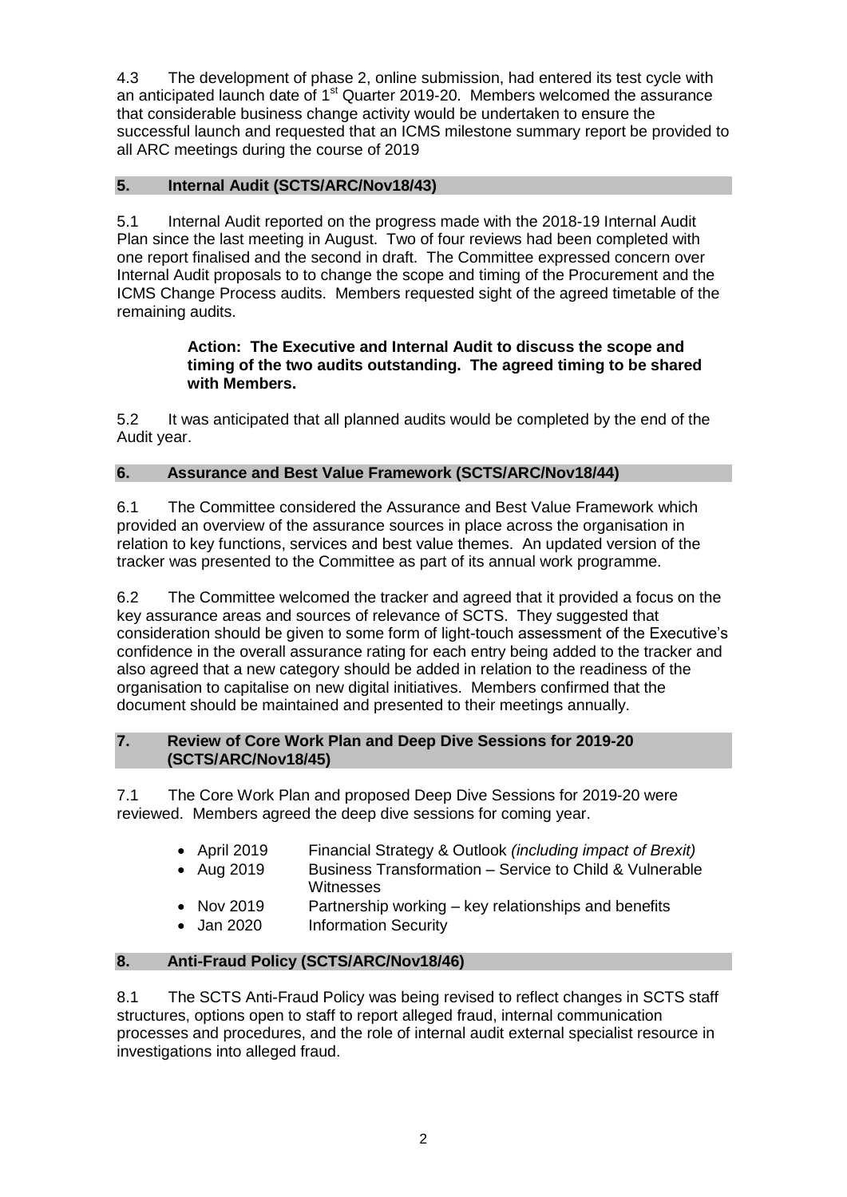4.3 The development of phase 2, online submission, had entered its test cycle with an anticipated launch date of 1st Quarter 2019-20. Members welcomed the assurance that considerable business change activity would be undertaken to ensure the successful launch and requested that an ICMS milestone summary report be provided to all ARC meetings during the course of 2019

## 5. Internal Audit (SCTS/ARC/Nov18/43)

5.1 Internal Audit reported on the progress made with the 2018-19 Internal Audit Plan since the last meeting in August. Two of four reviews had been completed with one report finalised and the second in draft. The Committee expressed concern over Internal Audit proposals to to change the scope and timing of the Procurement and the ICMS Change Process audits. Members requested sight of the agreed timetable of the remaining audits.

> **Action: The Executive and Internal Audit to discuss the scope and timing of the two audits outstanding. The agreed timing to be shared with Members.**

5.2 It was anticipated that all planned audits would be completed by the end of the Audit year.

## 6. Assurance and Best Value Framework (SCTS/ARC/Nov18/44)

6.1 The Committee considered the Assurance and Best Value Framework which provided an overview of the assurance sources in place across the organisation in relation to key functions, services and best value themes. An updated version of the tracker was presented to the Committee as part of its annual work programme.

6.2 The Committee welcomed the tracker and agreed that it provided a focus on the key assurance areas and sources of relevance of SCTS. They suggested that consideration should be given to some form of light-touch assessment of the Executive's confidence in the overall assurance rating for each entry being added to the tracker and also agreed that a new category should be added in relation to the readiness of the organisation to capitalise on new digital initiatives. Members confirmed that the document should be maintained and presented to their meetings annually.

## 7. Review of Core Work Plan and Deep Dive Sessions for 2019-20 (SCTS/ARC/Nov18/45)

7.1 The Core Work Plan and proposed Deep Dive Sessions for 2019-20 were reviewed. Members agreed the deep dive sessions for coming year.

- April 2019 Financial Strategy & Outlook *(including impact of Brexit)*
- Aug 2019 Business Transformation – Service to Child & Vulnerable Witnesses
- Nov 2019 Partnership working – key relationships and benefits
- Jan 2020 Information Security

## 8. Anti-Fraud Policy (SCTS/ARC/Nov18/46)

8.1 The SCTS Anti-Fraud Policy was being revised to reflect changes in SCTS staff structures, options open to staff to report alleged fraud, internal communication processes and procedures, and the role of internal audit external specialist resource in investigations into alleged fraud.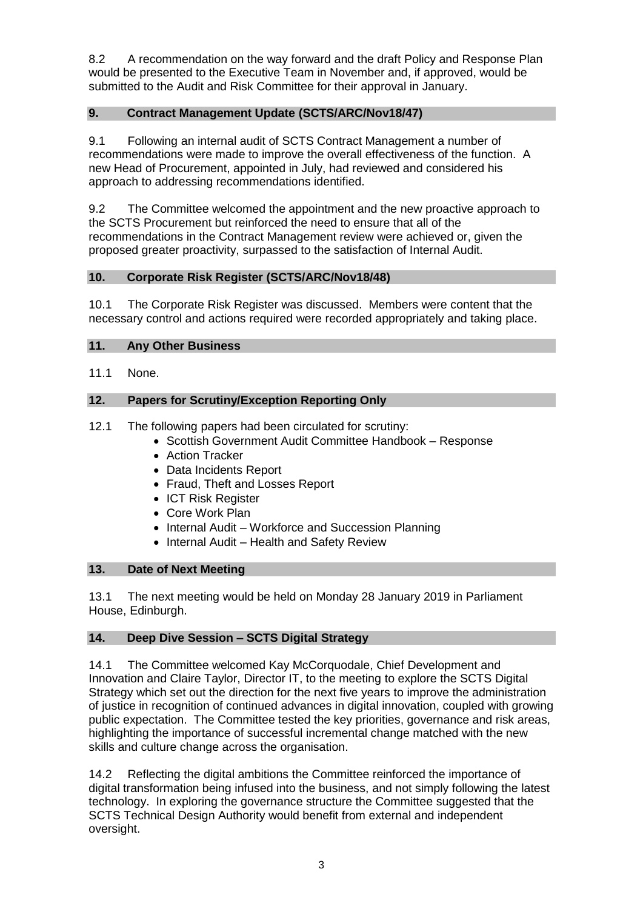8.2 A recommendation on the way forward and the draft Policy and Response Plan would be presented to the Executive Team in November and, if approved, would be submitted to the Audit and Risk Committee for their approval in January.

## 9. Contract Management Update (SCTS/ARC/Nov18/47)

9.1 Following an internal audit of SCTS Contract Management a number of recommendations were made to improve the overall effectiveness of the function. A new Head of Procurement, appointed in July, had reviewed and considered his approach to addressing recommendations identified.

9.2 The Committee welcomed the appointment and the new proactive approach to the SCTS Procurement but reinforced the need to ensure that all of the recommendations in the Contract Management review were achieved or, given the proposed greater proactivity, surpassed to the satisfaction of Internal Audit.

## 10. Corporate Risk Register (SCTS/ARC/Nov18/48)

10.1 The Corporate Risk Register was discussed. Members were content that the necessary control and actions required were recorded appropriately and taking place.

## 11. Any Other Business

11.1 None.

## 12. Papers for Scrutiny/Exception Reporting Only

12.1 The following papers had been circulated for scrutiny:

- Scottish Government Audit Committee Handbook – Response
- Action Tracker
- Data Incidents Report
- Fraud, Theft and Losses Report
- ICT Risk Register
- Core Work Plan
- Internal Audit – Workforce and Succession Planning
- Internal Audit – Health and Safety Review

## 13. Date of Next Meeting

13.1 The next meeting would be held on Monday 28 January 2019 in Parliament House, Edinburgh.

## 14. Deep Dive Session – SCTS Digital Strategy

14.1 The Committee welcomed Kay McCorquodale, Chief Development and Innovation and Claire Taylor, Director IT, to the meeting to explore the SCTS Digital Strategy which set out the direction for the next five years to improve the administration of justice in recognition of continued advances in digital innovation, coupled with growing public expectation. The Committee tested the key priorities, governance and risk areas, highlighting the importance of successful incremental change matched with the new skills and culture change across the organisation.

14.2 Reflecting the digital ambitions the Committee reinforced the importance of digital transformation being infused into the business, and not simply following the latest technology. In exploring the governance structure the Committee suggested that the SCTS Technical Design Authority would benefit from external and independent oversight.